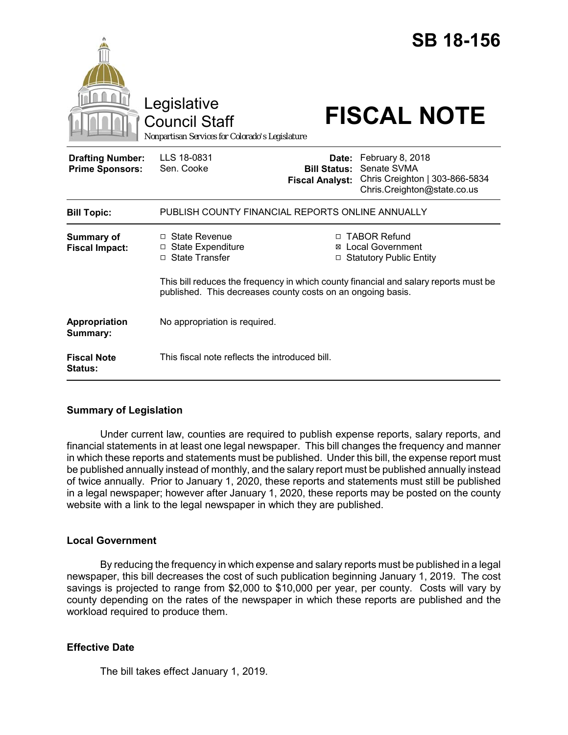# SB 18-156

Legislative Council Staff

Nonpartisan Services for Colorado's Legislature

# FISCAL NOTE

| | | | |
|---|---|---|---|
| **Drafting Number:** | LLS 18-0831 | **Date:** | February 8, 2018 |
| **Prime Sponsors:** | Sen. Cooke | **Bill Status:** | Senate SVMA |
| | | **Fiscal Analyst:** | Chris Creighton \| 303-866-5834 Chris.Creighton@state.co.us |

| | |
|---|---|
| **Bill Topic:** | PUBLISH COUNTY FINANCIAL REPORTS ONLINE ANNUALLY |
| **Summary of Fiscal Impact:** | ☐ State Revenue ☐ State Expenditure ☐ State Transfer ☐ TABOR Refund ☒ Local Government ☐ Statutory Public Entity<br><br>This bill reduces the frequency in which county financial and salary reports must be published. This decreases county costs on an ongoing basis. |
| **Appropriation Summary:** | No appropriation is required. |
| **Fiscal Note Status:** | This fiscal note reflects the introduced bill. |

## Summary of Legislation

Under current law, counties are required to publish expense reports, salary reports, and financial statements in at least one legal newspaper. This bill changes the frequency and manner in which these reports and statements must be published. Under this bill, the expense report must be published annually instead of monthly, and the salary report must be published annually instead of twice annually. Prior to January 1, 2020, these reports and statements must still be published in a legal newspaper; however after January 1, 2020, these reports may be posted on the county website with a link to the legal newspaper in which they are published.

## Local Government

By reducing the frequency in which expense and salary reports must be published in a legal newspaper, this bill decreases the cost of such publication beginning January 1, 2019. The cost savings is projected to range from $2,000 to $10,000 per year, per county. Costs will vary by county depending on the rates of the newspaper in which these reports are published and the workload required to produce them.

## Effective Date

The bill takes effect January 1, 2019.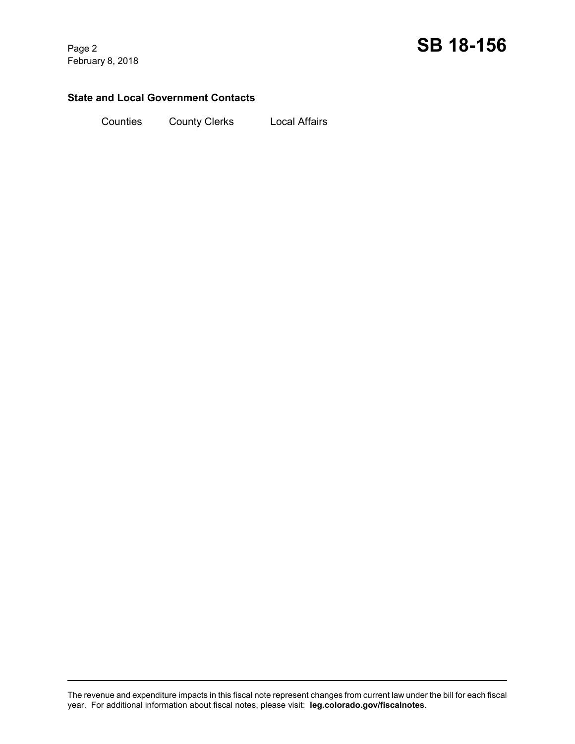### State and Local Government Contacts

Counties     County Clerks     Local Affairs

The revenue and expenditure impacts in this fiscal note represent changes from current law under the bill for each fiscal year. For additional information about fiscal notes, please visit: **leg.colorado.gov/fiscalnotes**.